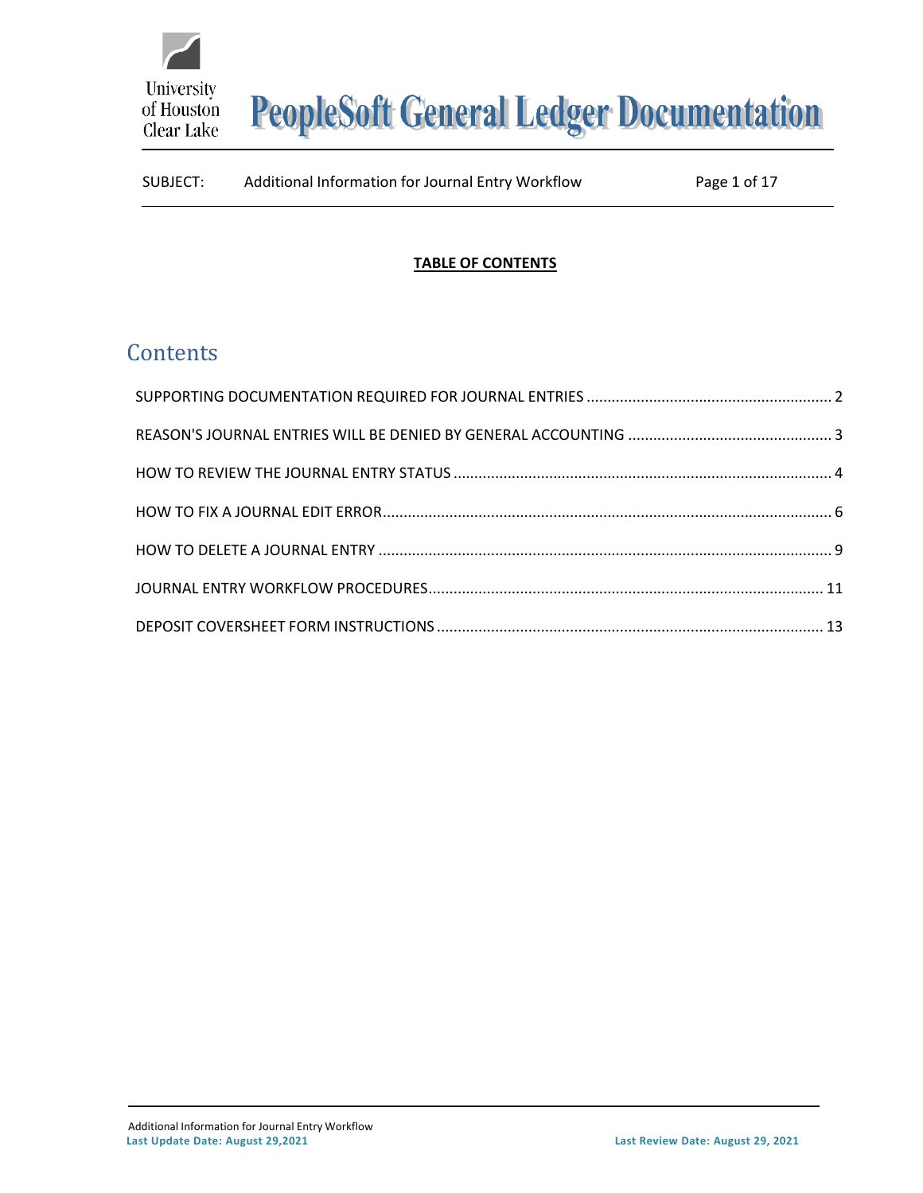# PeopleSoft General Ledger Documentation

SUBJECT: Additional Information for Journal Entry Workflow

**TABLE OF CONTENTS**

## Contents

SUPPORTING DOCUMENTATION REQUIRED FOR JOURNAL ENTRIES ........ 2

REASON'S JOURNAL ENTRIES WILL BE DENIED BY GENERAL ACCOUNTING ........ 3

HOW TO REVIEW THE JOURNAL ENTRY STATUS ........ 4

HOW TO FIX A JOURNAL EDIT ERROR ........ 6

HOW TO DELETE A JOURNAL ENTRY ........ 9

JOURNAL ENTRY WORKFLOW PROCEDURES ........ 11

DEPOSIT COVERSHEET FORM INSTRUCTIONS ........ 13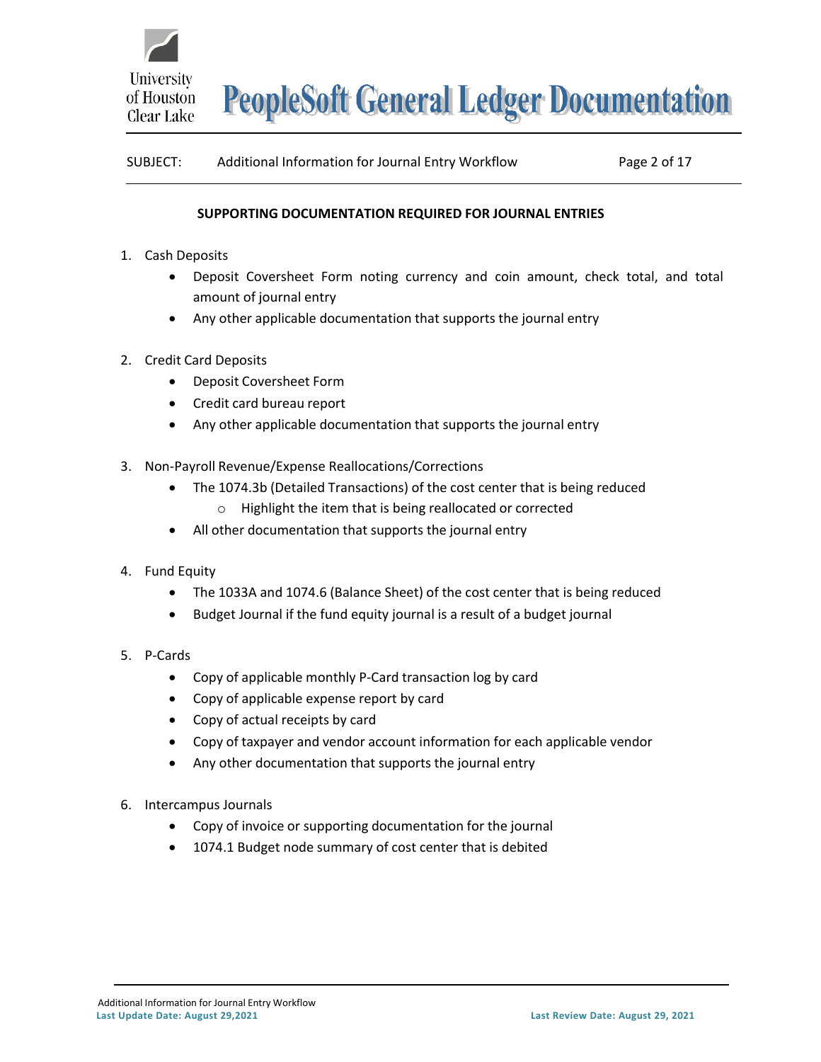## SUPPORTING DOCUMENTATION REQUIRED FOR JOURNAL ENTRIES

1. Cash Deposits
   - Deposit Coversheet Form noting currency and coin amount, check total, and total amount of journal entry
   - Any other applicable documentation that supports the journal entry

2. Credit Card Deposits
   - Deposit Coversheet Form
   - Credit card bureau report
   - Any other applicable documentation that supports the journal entry

3. Non-Payroll Revenue/Expense Reallocations/Corrections
   - The 1074.3b (Detailed Transactions) of the cost center that is being reduced
     - Highlight the item that is being reallocated or corrected
   - All other documentation that supports the journal entry

4. Fund Equity
   - The 1033A and 1074.6 (Balance Sheet) of the cost center that is being reduced
   - Budget Journal if the fund equity journal is a result of a budget journal

5. P-Cards
   - Copy of applicable monthly P-Card transaction log by card
   - Copy of applicable expense report by card
   - Copy of actual receipts by card
   - Copy of taxpayer and vendor account information for each applicable vendor
   - Any other documentation that supports the journal entry

6. Intercampus Journals
   - Copy of invoice or supporting documentation for the journal
   - 1074.1 Budget node summary of cost center that is debited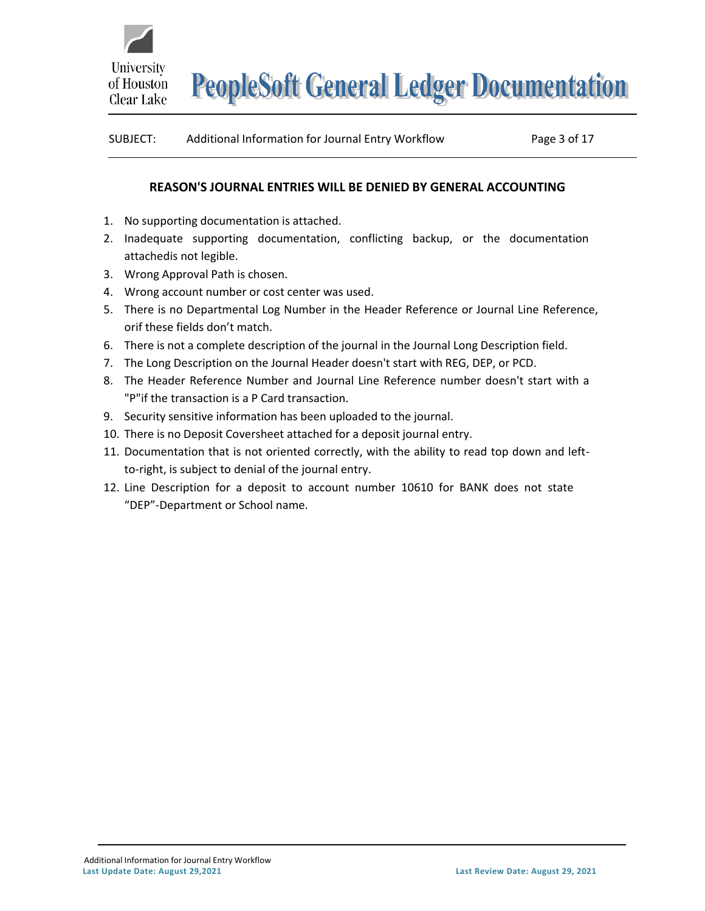## REASON'S JOURNAL ENTRIES WILL BE DENIED BY GENERAL ACCOUNTING

1. No supporting documentation is attached.
2. Inadequate supporting documentation, conflicting backup, or the documentation attachedis not legible.
3. Wrong Approval Path is chosen.
4. Wrong account number or cost center was used.
5. There is no Departmental Log Number in the Header Reference or Journal Line Reference, orif these fields don't match.
6. There is not a complete description of the journal in the Journal Long Description field.
7. The Long Description on the Journal Header doesn't start with REG, DEP, or PCD.
8. The Header Reference Number and Journal Line Reference number doesn't start with a "P"if the transaction is a P Card transaction.
9. Security sensitive information has been uploaded to the journal.
10. There is no Deposit Coversheet attached for a deposit journal entry.
11. Documentation that is not oriented correctly, with the ability to read top down and left-to-right, is subject to denial of the journal entry.
12. Line Description for a deposit to account number 10610 for BANK does not state "DEP"-Department or School name.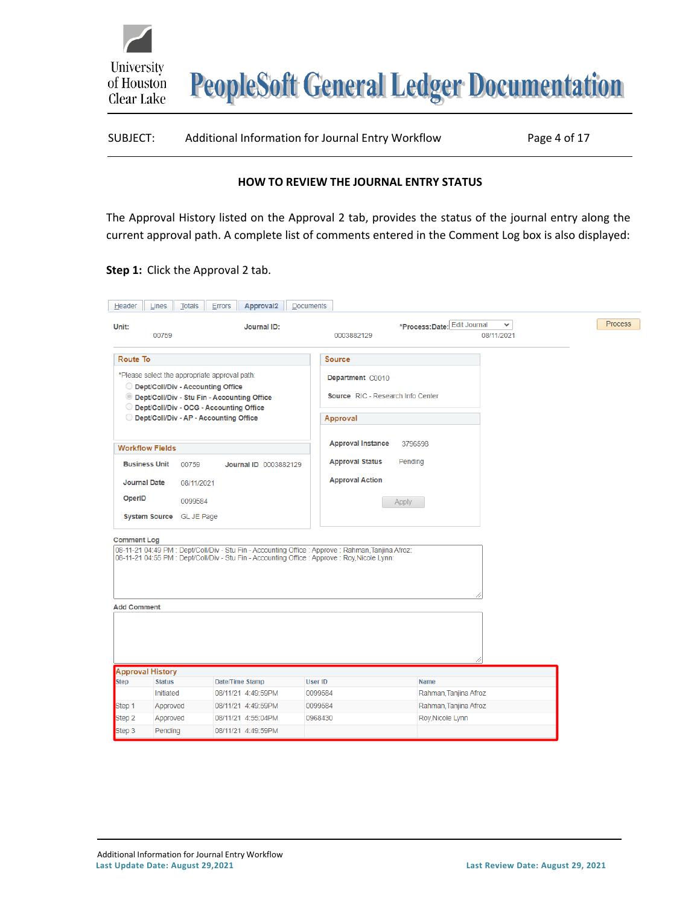## HOW TO REVIEW THE JOURNAL ENTRY STATUS

The Approval History listed on the Approval 2 tab, provides the status of the journal entry along the current approval path. A complete list of comments entered in the Comment Log box is also displayed:

**Step 1:** Click the Approval 2 tab.

Header | Lines | Totals | Errors | Approval2 | Documents

**Unit:** 00759 **Journal ID:** 0003882129 ***Process:** Edit Journal **Date:** 08/11/2021 Process

**Route To**

*Please select the appropriate approval path:
- Dept/Coll/Div - Accounting Office
- Dept/Coll/Div - Stu Fin - Accounting Office
- Dept/Coll/Div - OCG - Accounting Office
- Dept/Coll/Div - AP - Accounting Office

**Source**

Department C0010

Source RIC - Research Info Center

**Workflow Fields**

Business Unit 00759 Journal ID 0003882129

Journal Date 08/11/2021

OperID 0099584

System Source GL JE Page

**Approval**

Approval Instance 3796598

Approval Status Pending

Approval Action

Apply

**Comment Log**

```
08-11-21 04:49 PM : Dept/Coll/Div - Stu Fin - Accounting Office : Approve : Rahman,Tanjina Afroz:
08-11-21 04:55 PM : Dept/Coll/Div - Stu Fin - Accounting Office : Approve : Roy,Nicole Lynn:
```

**Add Comment**

**Approval History**

| Step | Status | Date/Time Stamp | User ID | Name |
|---|---|---|---|---|
| | Initiated | 08/11/21 4:49:59PM | 0099584 | Rahman,Tanjina Afroz |
| Step 1 | Approved | 08/11/21 4:49:59PM | 0099584 | Rahman,Tanjina Afroz |
| Step 2 | Approved | 08/11/21 4:55:04PM | 0968430 | Roy,Nicole Lynn |
| Step 3 | Pending | 08/11/21 4:49:59PM | | |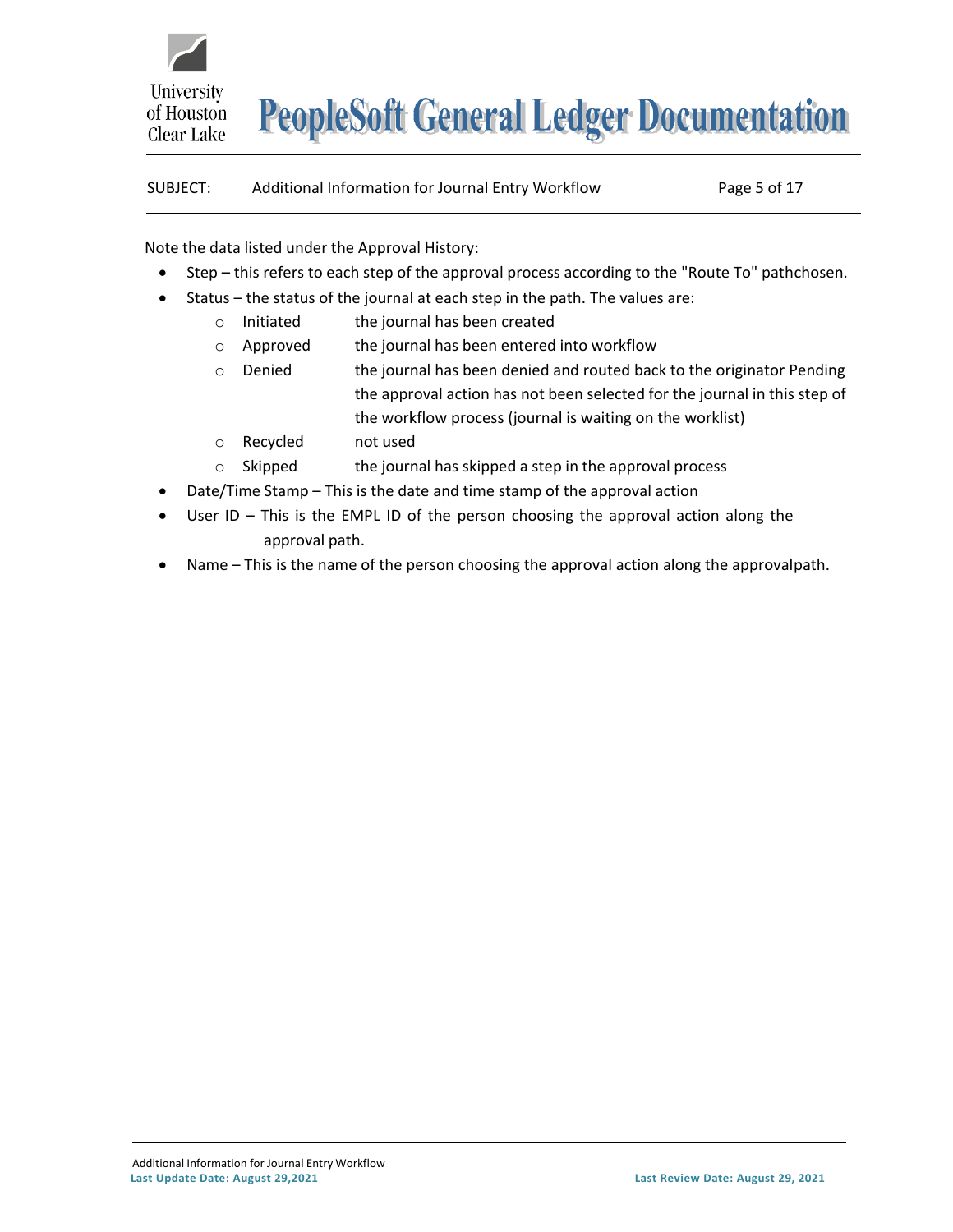Note the data listed under the Approval History:

- Step – this refers to each step of the approval process according to the "Route To" pathchosen.
- Status – the status of the journal at each step in the path. The values are:
  - Initiated     the journal has been created
  - Approved     the journal has been entered into workflow
  - Denied     the journal has been denied and routed back to the originator Pending the approval action has not been selected for the journal in this step of the workflow process (journal is waiting on the worklist)
  - Recycled     not used
  - Skipped     the journal has skipped a step in the approval process
- Date/Time Stamp – This is the date and time stamp of the approval action
- User ID – This is the EMPL ID of the person choosing the approval action along the approval path.
- Name – This is the name of the person choosing the approval action along the approvalpath.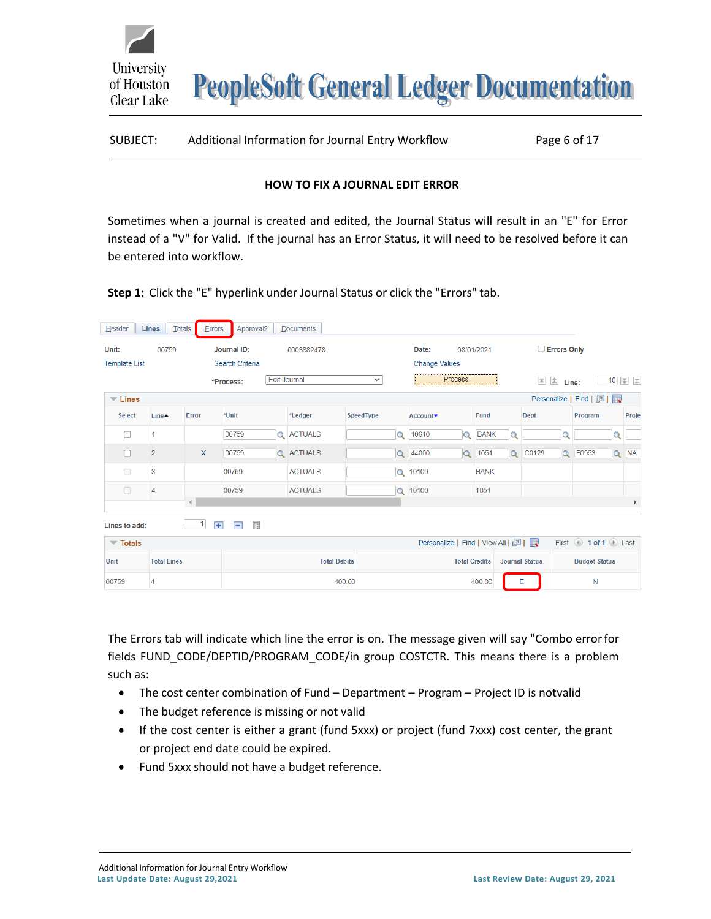SUBJECT: Additional Information for Journal Entry Workflow

**HOW TO FIX A JOURNAL EDIT ERROR**

Sometimes when a journal is created and edited, the Journal Status will result in an "E" for Error instead of a "V" for Valid. If the journal has an Error Status, it will need to be resolved before it can be entered into workflow.

**Step 1:** Click the "E" hyperlink under Journal Status or click the "Errors" tab.

Header | Lines | Totals | Errors | Approval2 | Documents

Unit: 00759 | Journal ID: 0003882478 | Date: 08/01/2021 | Errors Only

Template List | Search Criteria | Change Values

*Process: Edit Journal | Process | Line: 10

**Lines**

| Select | Line | Error | *Unit | *Ledger | SpeedType | Account | Fund | Dept | Program | Proje |
|---|---|---|---|---|---|---|---|---|---|---|
| ☐ | 1 | | 00759 | ACTUALS | | 10610 | BANK | | | |
| ☐ | 2 | X | 00759 | ACTUALS | | 44000 | 1051 | C0129 | F0953 | NA |
| ☐ | 3 | | 00759 | ACTUALS | | 10100 | BANK | | | |
| ☐ | 4 | | 00759 | ACTUALS | | 10100 | 1051 | | | |

Lines to add: 1

**Totals**

| Unit | Total Lines | Total Debits | Total Credits | Journal Status | Budget Status |
|---|---|---|---|---|---|
| 00759 | 4 | 400.00 | 400.00 | E | N |

The Errors tab will indicate which line the error is on. The message given will say "Combo error for fields FUND_CODE/DEPTID/PROGRAM_CODE/in group COSTCTR. This means there is a problem such as:

- The cost center combination of Fund – Department – Program – Project ID is notvalid
- The budget reference is missing or not valid
- If the cost center is either a grant (fund 5xxx) or project (fund 7xxx) cost center, the grant or project end date could be expired.
- Fund 5xxx should not have a budget reference.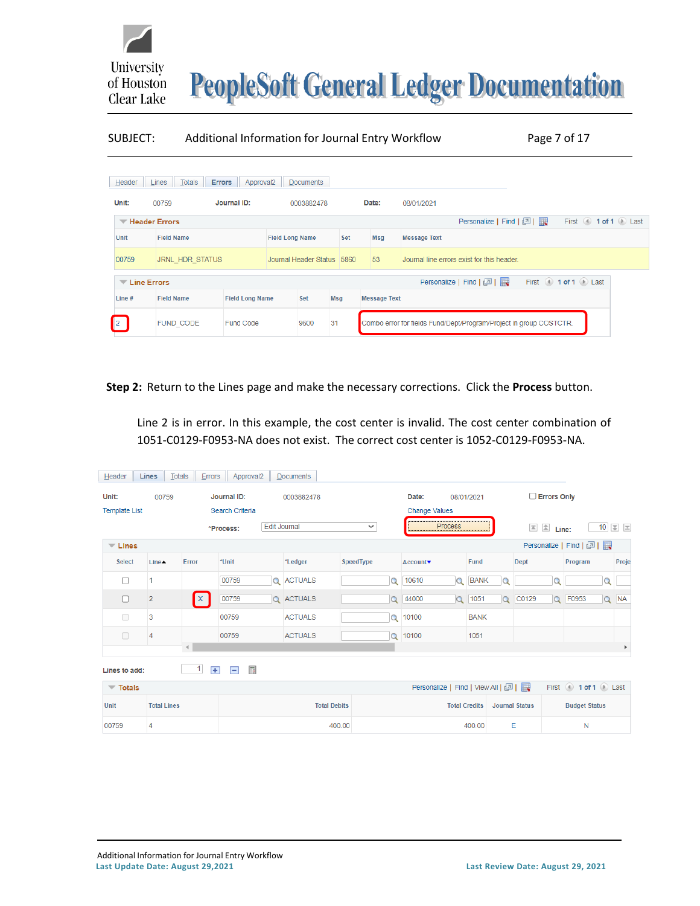| Header | Lines | Totals | Errors | Approval2 | Documents |
|---|---|---|---|---|---|

**Unit:** 00759 **Journal ID:** 0003882478 **Date:** 08/01/2021

**Header Errors**

| Unit | Field Name | Field Long Name | Set | Msg | Message Text |
|---|---|---|---|---|---|
| 00759 | JRNL_HDR_STATUS | Journal Header Status | 5860 | 53 | Journal line errors exist for this header. |

**Line Errors**

| Line # | Field Name | Field Long Name | Set | Msg | Message Text |
|---|---|---|---|---|---|
| 2 | FUND_CODE | Fund Code | 9500 | 31 | Combo error for fields Fund/Dept/Program/Project in group COSTCTR. |

**Step 2:** Return to the Lines page and make the necessary corrections. Click the **Process** button.

Line 2 is in error. In this example, the cost center is invalid. The cost center combination of 1051-C0129-F0953-NA does not exist. The correct cost center is 1052-C0129-F0953-NA.

| Header | Lines | Totals | Errors | Approval2 | Documents |
|---|---|---|---|---|---|

**Unit:** 00759 **Journal ID:** 0003882478 **Date:** 08/01/2021 ☐ **Errors Only**

Template List Search Criteria Change Values

*Process: Edit Journal [Process] **Line:** 10

**Lines**

| Select | Line | Error | *Unit | *Ledger | SpeedType | Account | Fund | Dept | Program | Proje |
|---|---|---|---|---|---|---|---|---|---|---|
| ☐ | 1 | | 00759 | ACTUALS | | 10610 | BANK | | | |
| ☐ | 2 | X | 00759 | ACTUALS | | 44000 | 1051 | C0129 | F0953 | NA |
| ☐ | 3 | | 00759 | ACTUALS | | 10100 | BANK | | | |
| ☐ | 4 | | 00759 | ACTUALS | | 10100 | 1051 | | | |

**Lines to add:** 1

**Totals**

| Unit | Total Lines | Total Debits | Total Credits | Journal Status | Budget Status |
|---|---|---|---|---|---|
| 00759 | 4 | 400.00 | 400.00 | E | N |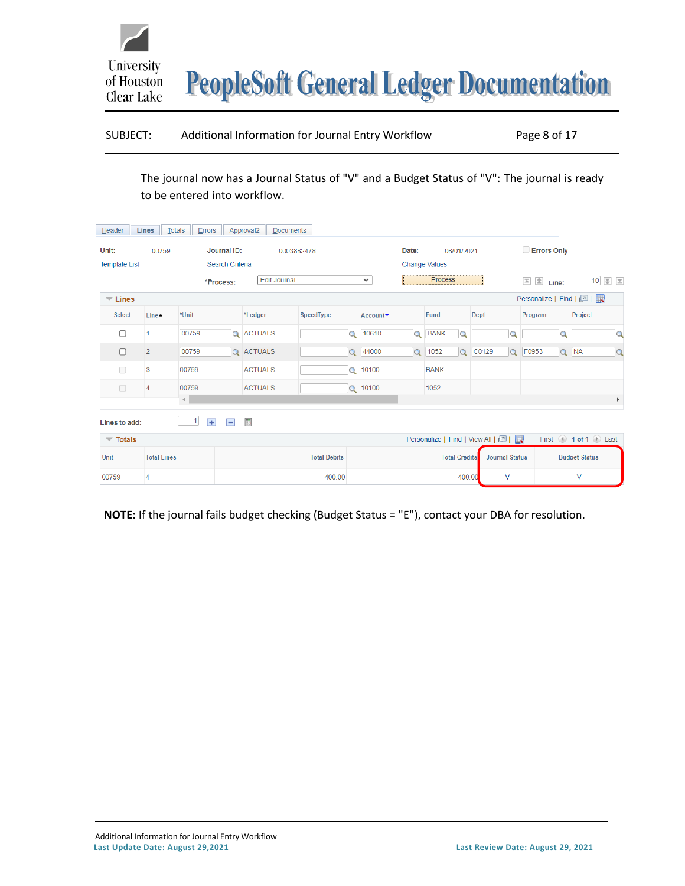The journal now has a Journal Status of "V" and a Budget Status of "V": The journal is ready to be entered into workflow.

Header | Lines | Totals | Errors | Approval2 | Documents

**Unit:** 00759 **Journal ID:** 0003882478 **Date:** 08/01/2021 Errors Only

Template List | Search Criteria | Change Values

*Process: Edit Journal | Process | Line: 10

**Lines**

| Select | Line | *Unit | *Ledger | SpeedType | Account | Fund | Dept | Program | Project |
|---|---|---|---|---|---|---|---|---|---|
| ☐ | 1 | 00759 | ACTUALS | | 10610 | BANK | | | |
| ☐ | 2 | 00759 | ACTUALS | | 44000 | 1052 | C0129 | F0953 | NA |
| ☐ | 3 | 00759 | ACTUALS | | 10100 | BANK | | | |
| ☐ | 4 | 00759 | ACTUALS | | 10100 | 1052 | | | |

Lines to add: 1

**Totals**

| Unit | Total Lines | Total Debits | Total Credits | Journal Status | Budget Status |
|---|---|---|---|---|---|
| 00759 | 4 | 400.00 | 400.00 | V | V |

**NOTE:** If the journal fails budget checking (Budget Status = "E"), contact your DBA for resolution.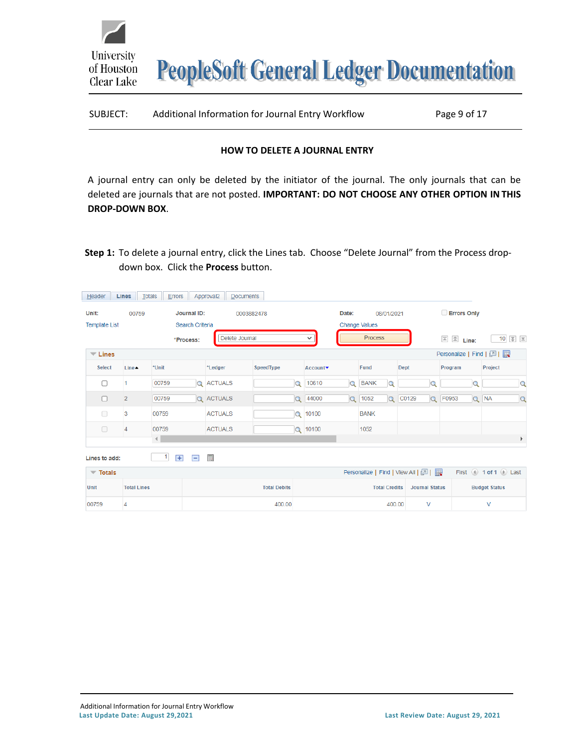## HOW TO DELETE A JOURNAL ENTRY

A journal entry can only be deleted by the initiator of the journal. The only journals that can be deleted are journals that are not posted. **IMPORTANT: DO NOT CHOOSE ANY OTHER OPTION IN THIS DROP-DOWN BOX**.

**Step 1:** To delete a journal entry, click the Lines tab. Choose "Delete Journal" from the Process drop-down box. Click the **Process** button.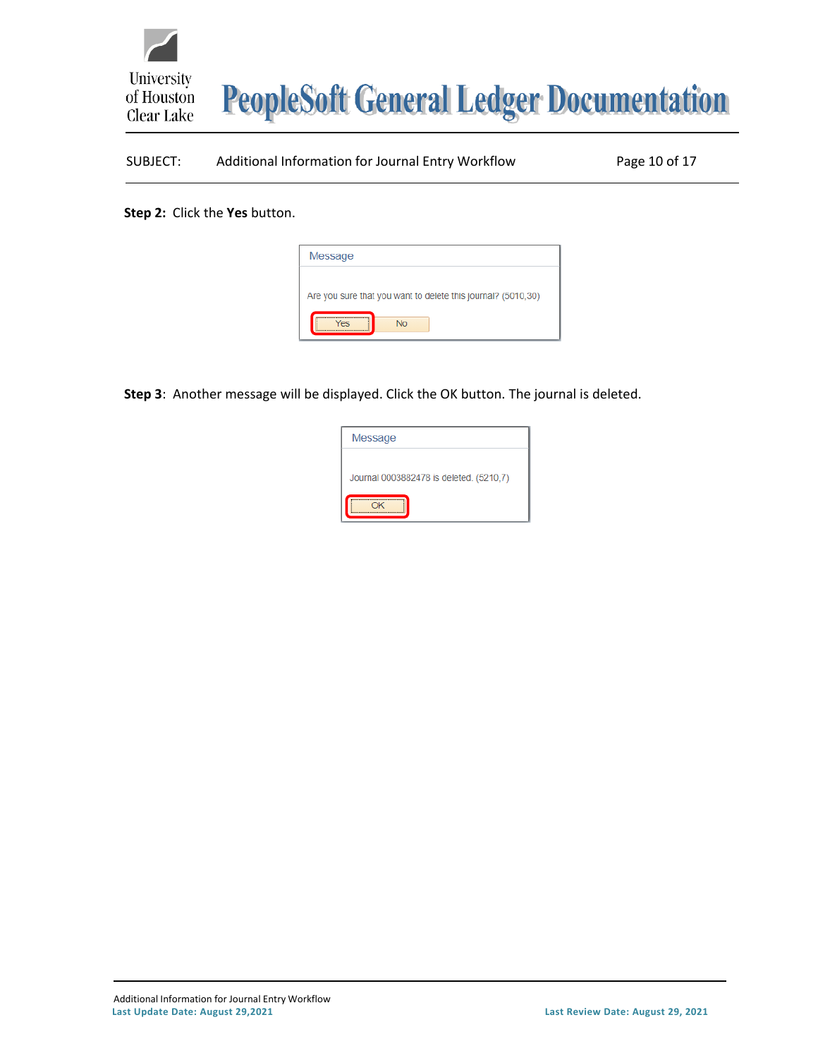**Step 2:** Click the **Yes** button.

Message

Are you sure that you want to delete this journal? (5010,30)

Yes No

**Step 3**: Another message will be displayed. Click the OK button. The journal is deleted.

Message

Journal 0003882478 is deleted. (5210,7)

OK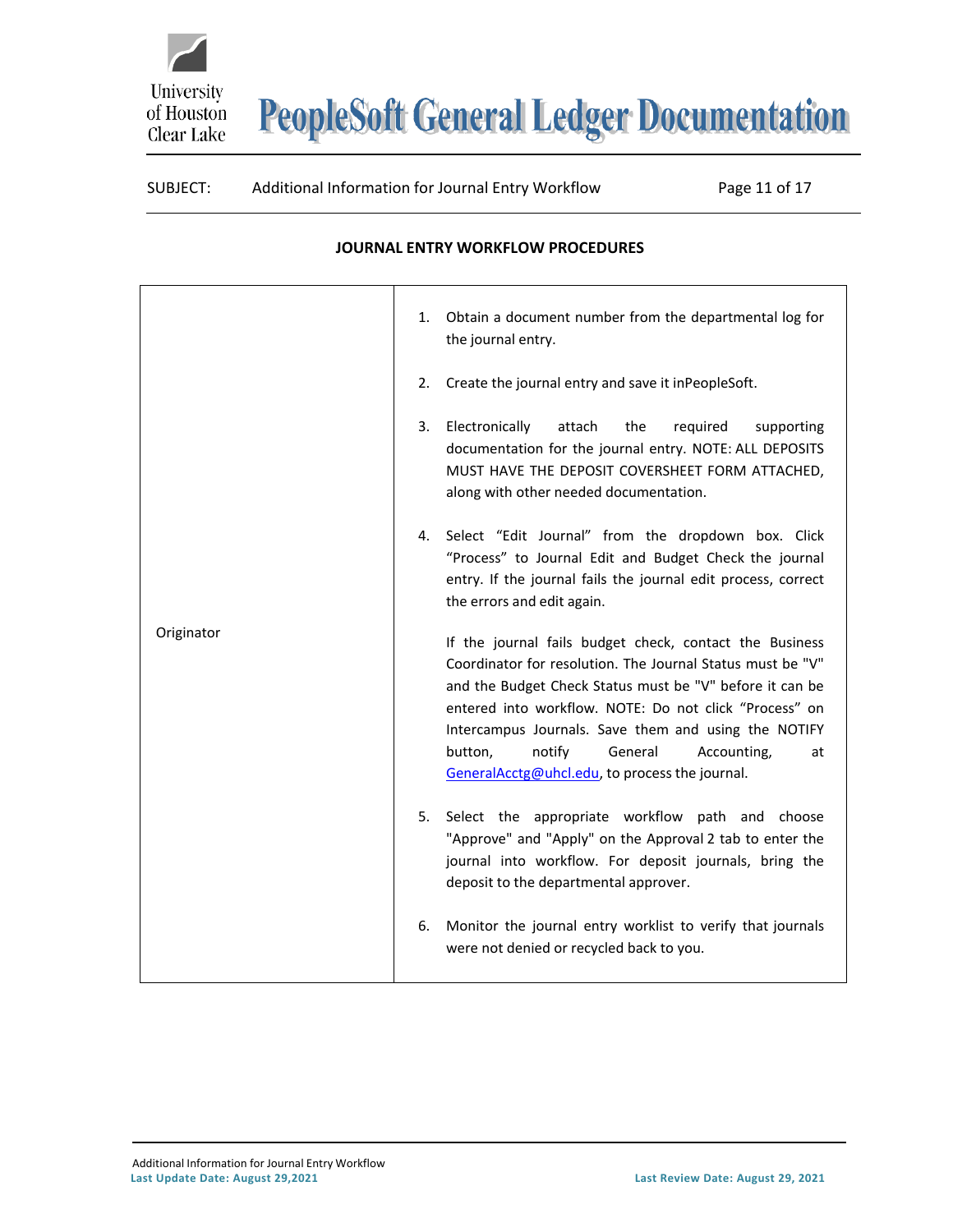## JOURNAL ENTRY WORKFLOW PROCEDURES

| | |
|---|---|
| Originator | 1. Obtain a document number from the departmental log for the journal entry.<br><br>2. Create the journal entry and save it inPeopleSoft.<br><br>3. Electronically attach the required supporting documentation for the journal entry. NOTE: ALL DEPOSITS MUST HAVE THE DEPOSIT COVERSHEET FORM ATTACHED, along with other needed documentation.<br><br>4. Select "Edit Journal" from the dropdown box. Click "Process" to Journal Edit and Budget Check the journal entry. If the journal fails the journal edit process, correct the errors and edit again.<br><br>If the journal fails budget check, contact the Business Coordinator for resolution. The Journal Status must be "V" and the Budget Check Status must be "V" before it can be entered into workflow. NOTE: Do not click "Process" on Intercampus Journals. Save them and using the NOTIFY button, notify General Accounting, at GeneralAcctg@uhcl.edu, to process the journal.<br><br>5. Select the appropriate workflow path and choose "Approve" and "Apply" on the Approval 2 tab to enter the journal into workflow. For deposit journals, bring the deposit to the departmental approver.<br><br>6. Monitor the journal entry worklist to verify that journals were not denied or recycled back to you. |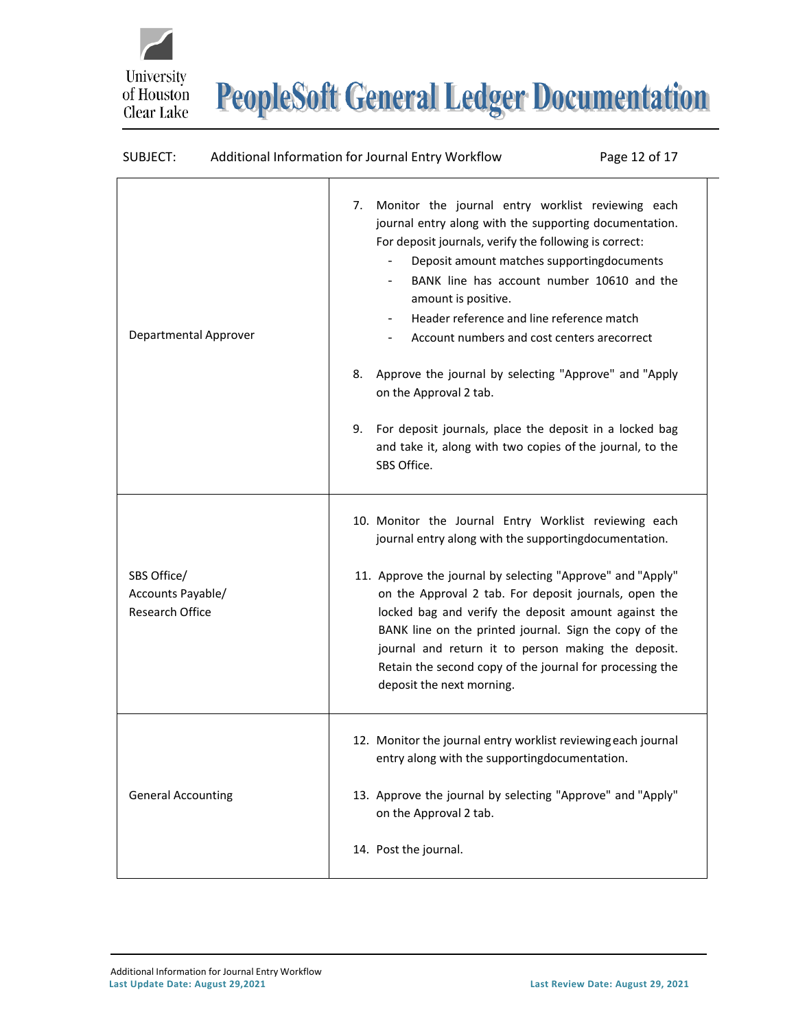| | |
|---|---|
| Departmental Approver | 7. Monitor the journal entry worklist reviewing each journal entry along with the supporting documentation. For deposit journals, verify the following is correct:<br>- Deposit amount matches supportingdocuments<br>- BANK line has account number 10610 and the amount is positive.<br>- Header reference and line reference match<br>- Account numbers and cost centers arecorrect<br><br>8. Approve the journal by selecting "Approve" and "Apply on the Approval 2 tab.<br><br>9. For deposit journals, place the deposit in a locked bag and take it, along with two copies of the journal, to the SBS Office. |
| SBS Office/<br>Accounts Payable/<br>Research Office | 10. Monitor the Journal Entry Worklist reviewing each journal entry along with the supportingdocumentation.<br><br>11. Approve the journal by selecting "Approve" and "Apply" on the Approval 2 tab. For deposit journals, open the locked bag and verify the deposit amount against the BANK line on the printed journal. Sign the copy of the journal and return it to person making the deposit. Retain the second copy of the journal for processing the deposit the next morning. |
| General Accounting | 12. Monitor the journal entry worklist reviewing each journal entry along with the supportingdocumentation.<br><br>13. Approve the journal by selecting "Approve" and "Apply" on the Approval 2 tab.<br><br>14. Post the journal. |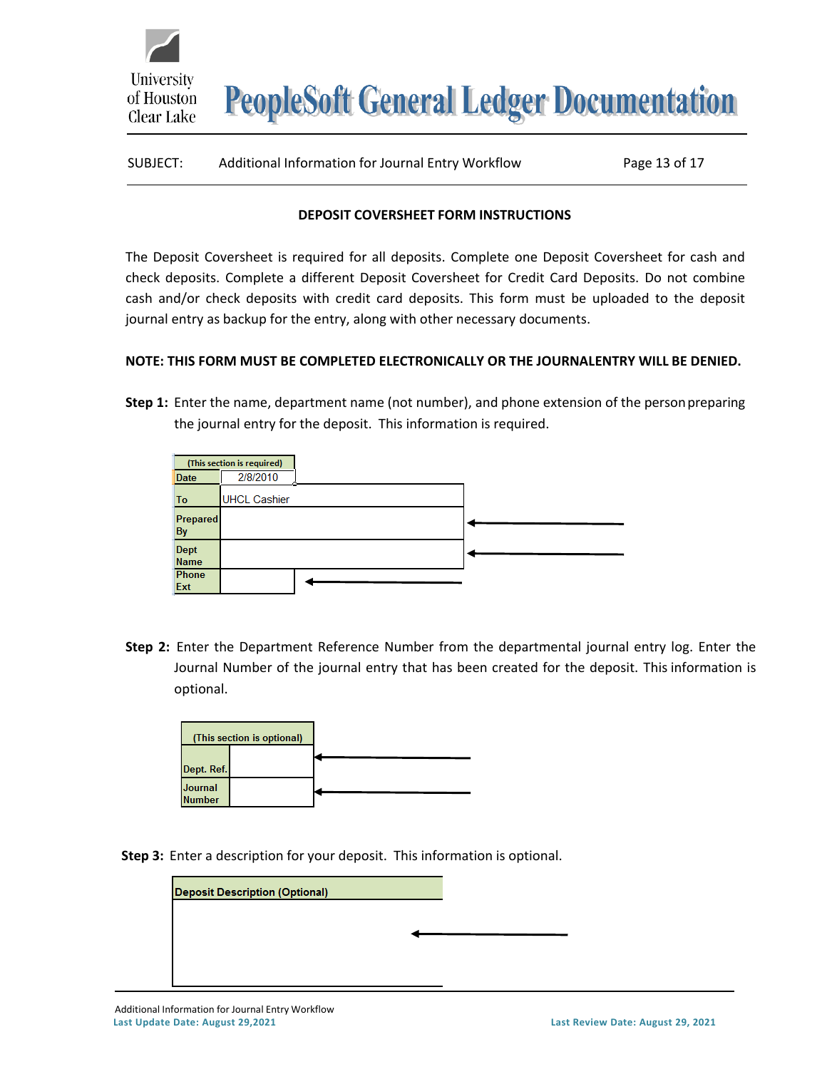SUBJECT: Additional Information for Journal Entry Workflow

## DEPOSIT COVERSHEET FORM INSTRUCTIONS

The Deposit Coversheet is required for all deposits. Complete one Deposit Coversheet for cash and check deposits. Complete a different Deposit Coversheet for Credit Card Deposits. Do not combine cash and/or check deposits with credit card deposits. This form must be uploaded to the deposit journal entry as backup for the entry, along with other necessary documents.

**NOTE: THIS FORM MUST BE COMPLETED ELECTRONICALLY OR THE JOURNALENTRY WILL BE DENIED.**

**Step 1:** Enter the name, department name (not number), and phone extension of the person preparing the journal entry for the deposit. This information is required.

| (This section is required) | |
|---|---|
| Date | 2/8/2010 |
| To | UHCL Cashier |
| Prepared By | |
| Dept Name | |
| Phone Ext | |

**Step 2:** Enter the Department Reference Number from the departmental journal entry log. Enter the Journal Number of the journal entry that has been created for the deposit. This information is optional.

| (This section is optional) | |
|---|---|
| Dept. Ref. | |
| Journal Number | |

**Step 3:** Enter a description for your deposit. This information is optional.

| Deposit Description (Optional) |
|---|
| |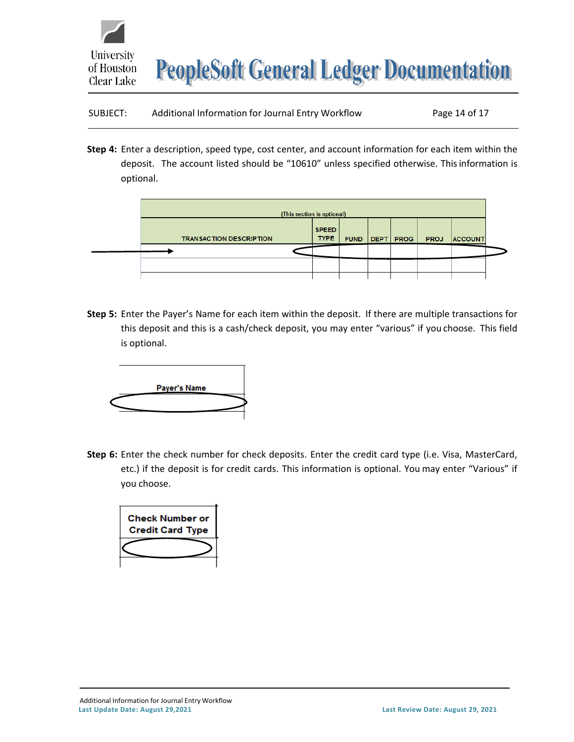**Step 4:** Enter a description, speed type, cost center, and account information for each item within the deposit. The account listed should be "10610" unless specified otherwise. This information is optional.

| (This section is optional) | | | | | | |
|---|---|---|---|---|---|---|
| TRANSACTION DESCRIPTION | SPEED TYPE | FUND | DEPT | PROG | PROJ | ACCOUNT |
| | | | | | | |
| | | | | | | |

**Step 5:** Enter the Payer's Name for each item within the deposit. If there are multiple transactions for this deposit and this is a cash/check deposit, you may enter "various" if you choose. This field is optional.

| Payer's Name |
|---|
| |

**Step 6:** Enter the check number for check deposits. Enter the credit card type (i.e. Visa, MasterCard, etc.) if the deposit is for credit cards. This information is optional. You may enter "Various" if you choose.

| Check Number or Credit Card Type |
|---|
| |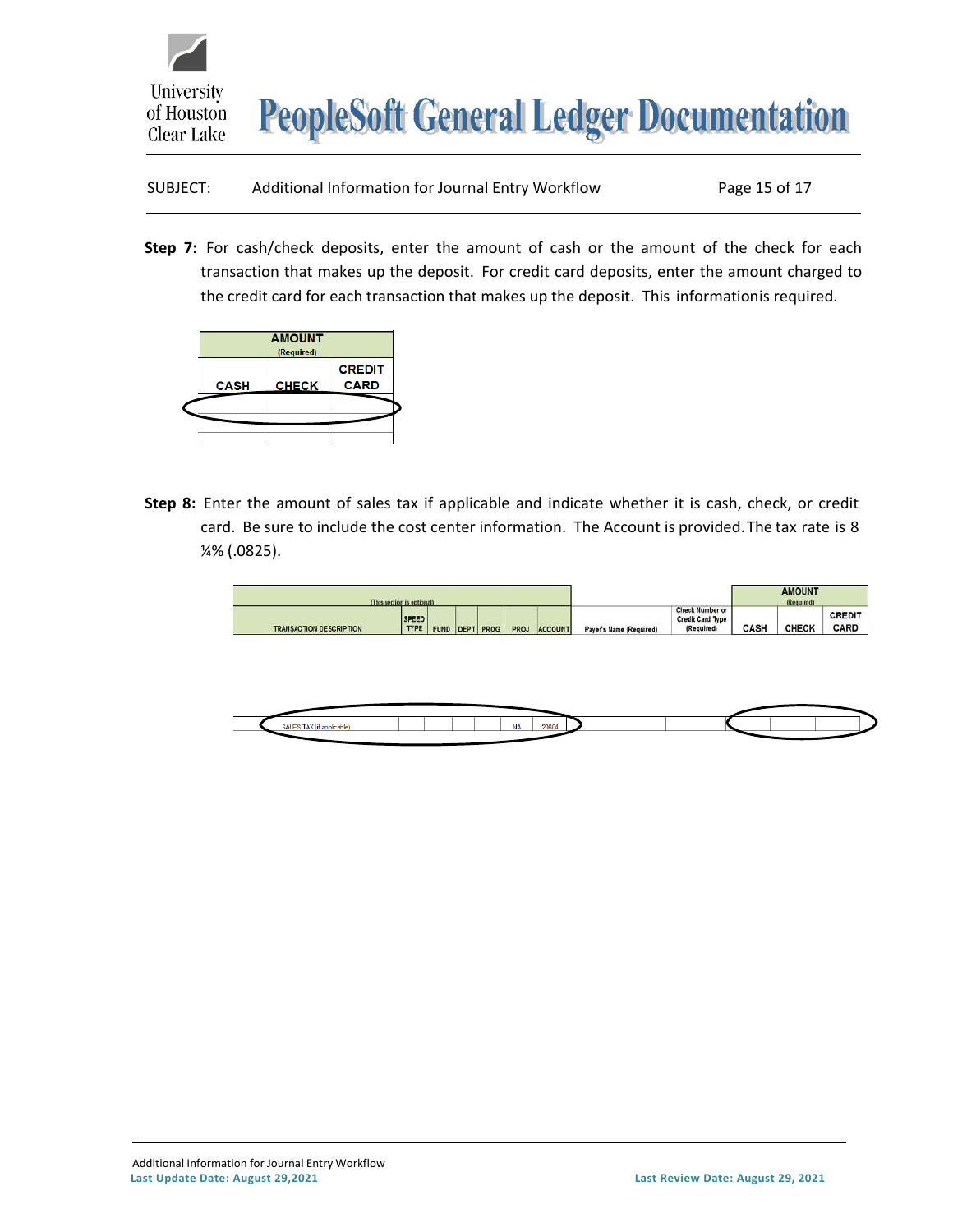**Step 7:** For cash/check deposits, enter the amount of cash or the amount of the check for each transaction that makes up the deposit. For credit card deposits, enter the amount charged to the credit card for each transaction that makes up the deposit. This informationis required.

| AMOUNT (Required) | | |
|---|---|---|
| CASH | CHECK | CREDIT CARD |
| | | |
| | | |

**Step 8:** Enter the amount of sales tax if applicable and indicate whether it is cash, check, or credit card. Be sure to include the cost center information. The Account is provided. The tax rate is 8 ¼% (.0825).

| (This section is optional) | | | | | | | | | AMOUNT (Required) | | |
|---|---|---|---|---|---|---|---|---|---|---|---|
| TRANSACTION DESCRIPTION | SPEED TYPE | FUND | DEPT | PROG | PROJ | ACCOUNT | Payer's Name (Required) | Check Number or Credit Card Type (Required) | CASH | CHECK | CREDIT CARD |
| SALES TAX (if applicable) | | | | | NA | 20604 | | | | | |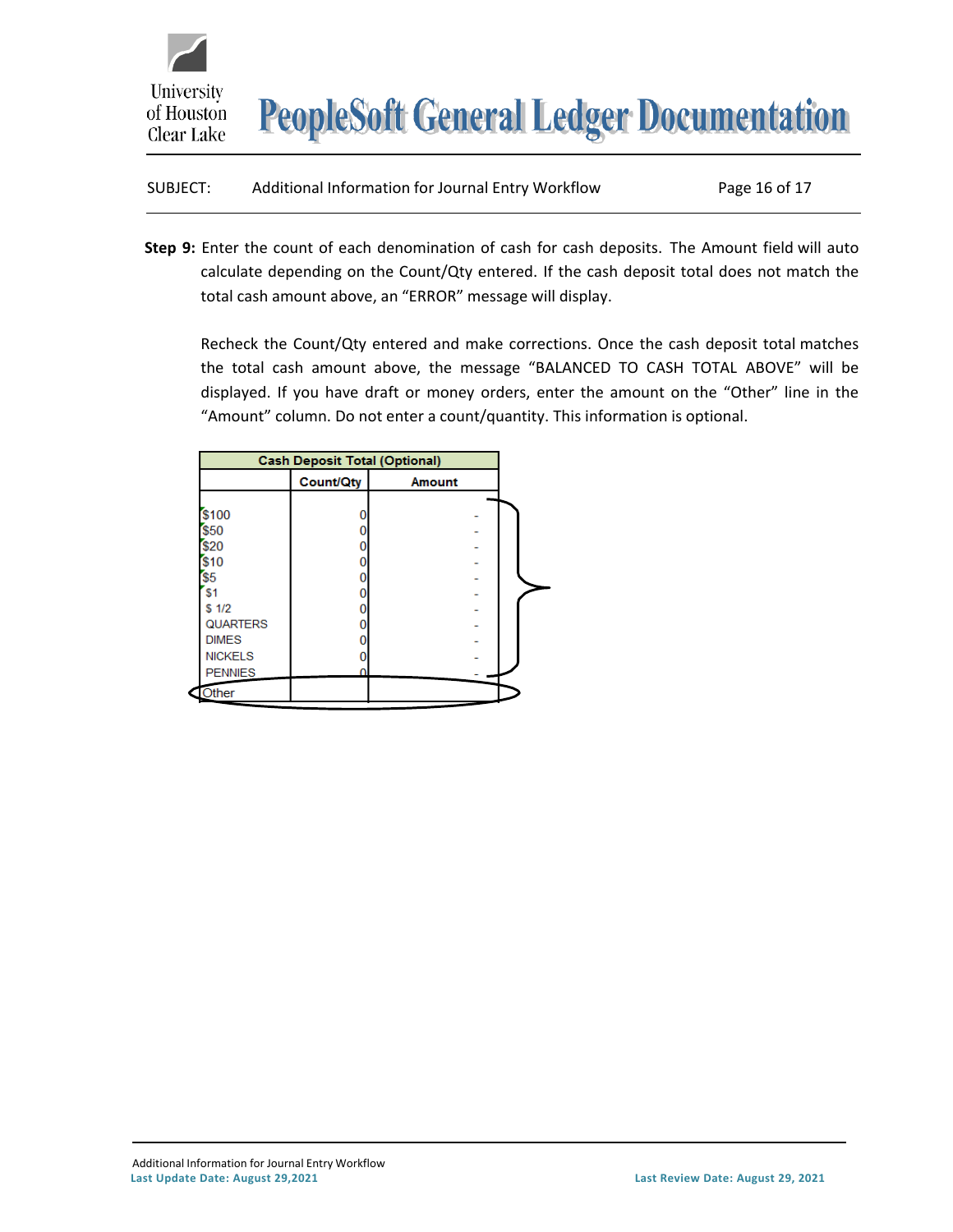**Step 9:** Enter the count of each denomination of cash for cash deposits. The Amount field will auto calculate depending on the Count/Qty entered. If the cash deposit total does not match the total cash amount above, an "ERROR" message will display.

Recheck the Count/Qty entered and make corrections. Once the cash deposit total matches the total cash amount above, the message "BALANCED TO CASH TOTAL ABOVE" will be displayed. If you have draft or money orders, enter the amount on the "Other" line in the "Amount" column. Do not enter a count/quantity. This information is optional.

| Cash Deposit Total (Optional) | | |
|---|---|---|
| | Count/Qty | Amount |
| $100 | 0 | - |
| $50 | 0 | - |
| $20 | 0 | - |
| $10 | 0 | - |
| $5 | 0 | - |
| $1 | 0 | - |
| $ 1/2 | 0 | - |
| QUARTERS | 0 | - |
| DIMES | 0 | - |
| NICKELS | 0 | - |
| PENNIES | 0 | - |
| Other | | |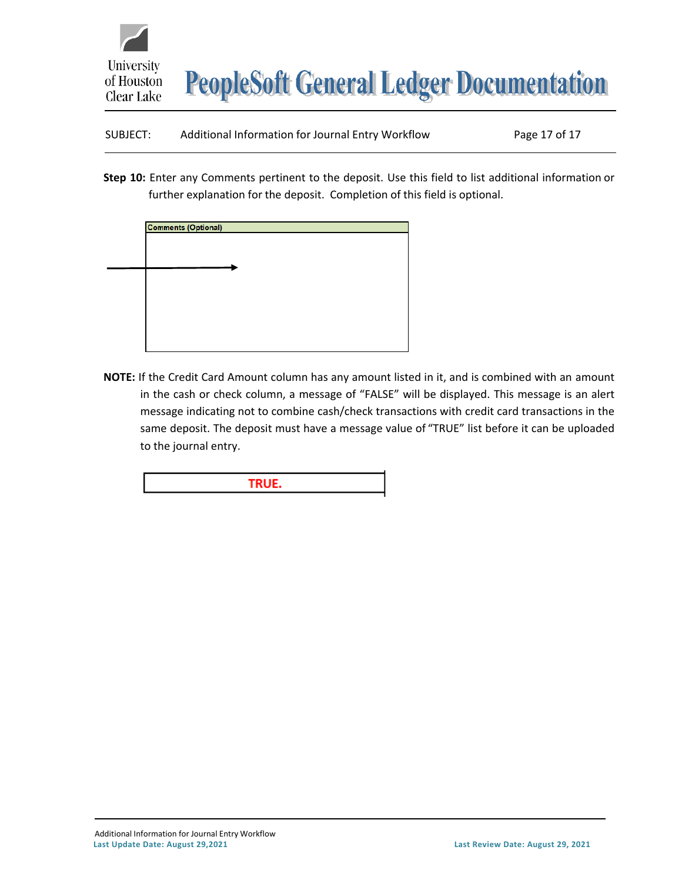**Step 10:** Enter any Comments pertinent to the deposit. Use this field to list additional information or further explanation for the deposit. Completion of this field is optional.

Comments (Optional)

**NOTE:** If the Credit Card Amount column has any amount listed in it, and is combined with an amount in the cash or check column, a message of "FALSE" will be displayed. This message is an alert message indicating not to combine cash/check transactions with credit card transactions in the same deposit. The deposit must have a message value of "TRUE" list before it can be uploaded to the journal entry.

TRUE.